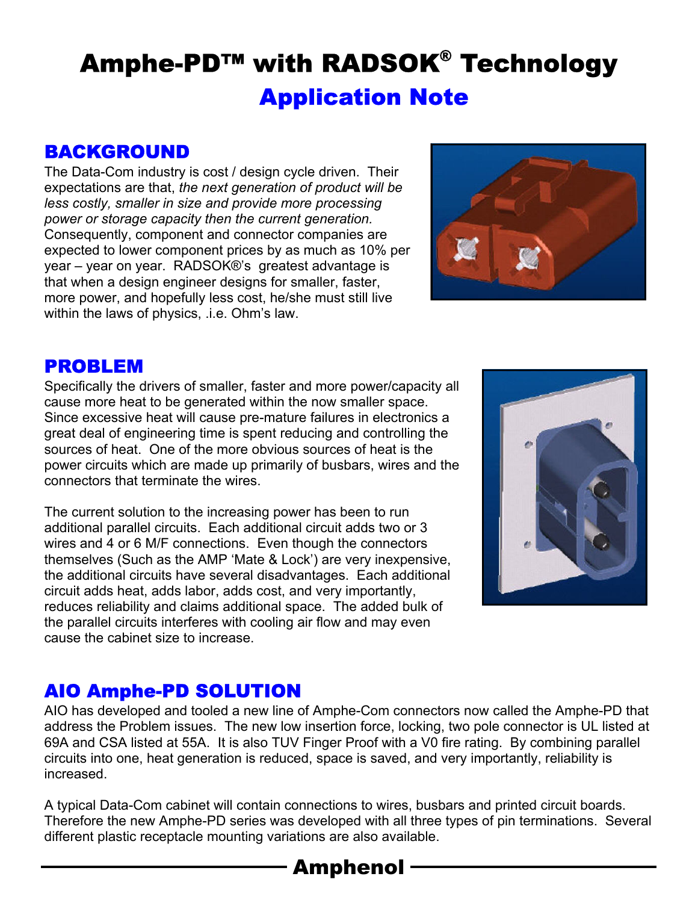# Amphe-PD™ with RADSOK® Technology

## Application Note

## BACKGROUND

The Data-Com industry is cost / design cycle driven. Their expectations are that, *the next generation of product will be less costly, smaller in size and provide more processing power or storage capacity then the current generation.* Consequently, component and connector companies are expected to lower component prices by as much as 10% per year – year on year. RADSOK®'s greatest advantage is that when a design engineer designs for smaller, faster, more power, and hopefully less cost, he/she must still live within the laws of physics, .i.e. Ohm's law.

## PROBLEM

Specifically the drivers of smaller, faster and more power/capacity all cause more heat to be generated within the now smaller space. Since excessive heat will cause pre-mature failures in electronics a great deal of engineering time is spent reducing and controlling the sources of heat. One of the more obvious sources of heat is the power circuits which are made up primarily of busbars, wires and the connectors that terminate the wires.

The current solution to the increasing power has been to run additional parallel circuits. Each additional circuit adds two or 3 wires and 4 or 6 M/F connections. Even though the connectors themselves (Such as the AMP 'Mate & Lock') are very inexpensive, the additional circuits have several disadvantages. Each additional circuit adds heat, adds labor, adds cost, and very importantly, reduces reliability and claims additional space. The added bulk of the parallel circuits interferes with cooling air flow and may even cause the cabinet size to increase.

## AIO Amphe-PD SOLUTION

AIO has developed and tooled a new line of Amphe-Com connectors now called the Amphe-PD that address the Problem issues. The new low insertion force, locking, two pole connector is UL listed at 69A and CSA listed at 55A. It is also TUV Finger Proof with a V0 fire rating. By combining parallel circuits into one, heat generation is reduced, space is saved, and very importantly, reliability is increased.

A typical Data-Com cabinet will contain connections to wires, busbars and printed circuit boards. Therefore the new Amphe-PD series was developed with all three types of pin terminations. Several different plastic receptacle mounting variations are also available.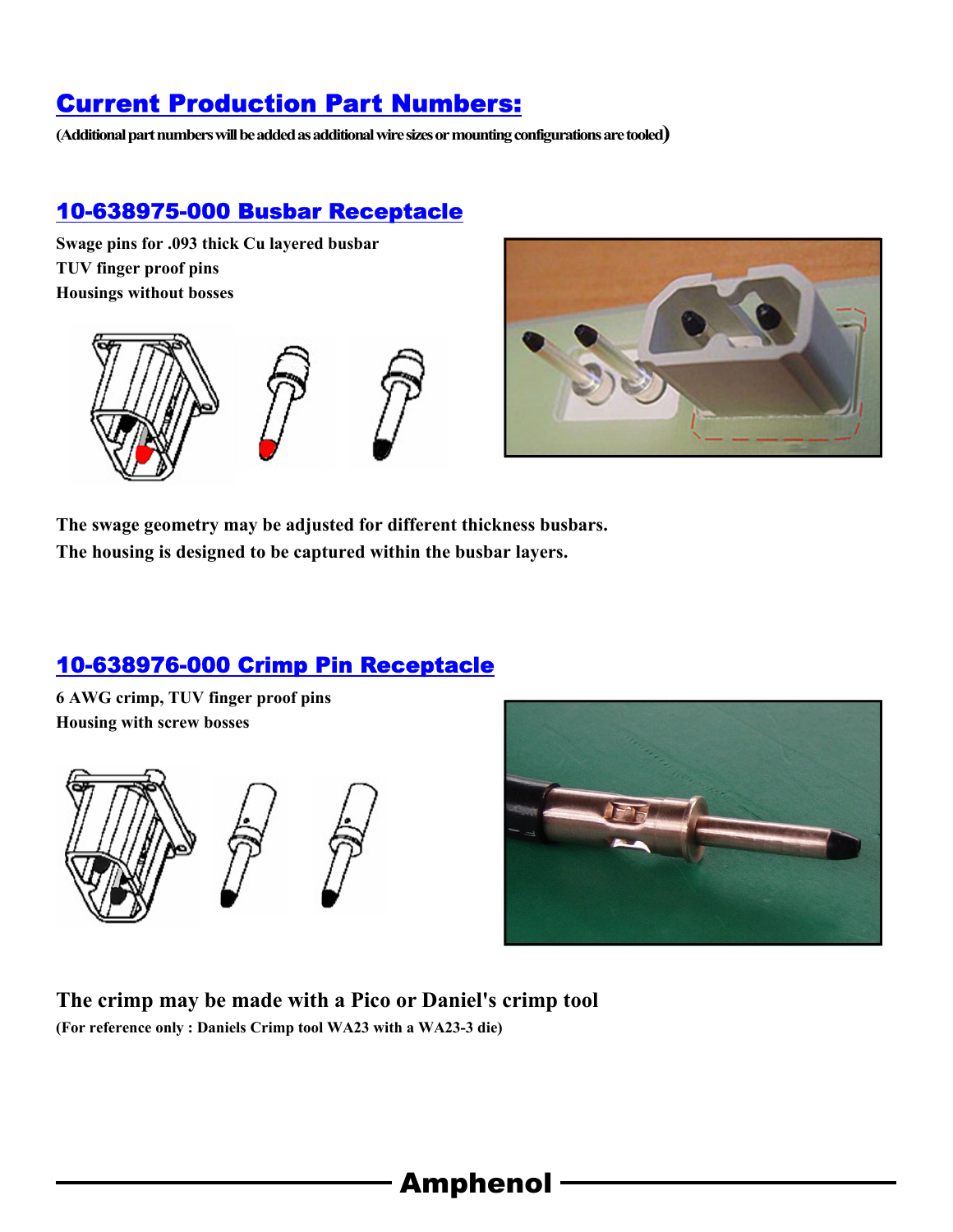# Current Production Part Numbers:

**(Additional part numbers will be added as additional wire sizes or mounting configurations are tooled)**

## 10-638975-000 Busbar Receptacle

**Swage pins for .093 thick Cu layered busbar**
**TUV finger proof pins**
**Housings without bosses**

**The swage geometry may be adjusted for different thickness busbars.**
**The housing is designed to be captured within the busbar layers.**

## 10-638976-000 Crimp Pin Receptacle

**6 AWG crimp, TUV finger proof pins**
**Housing with screw bosses**

**The crimp may be made with a Pico or Daniel's crimp tool**

**(For reference only : Daniels Crimp tool WA23 with a WA23-3 die)**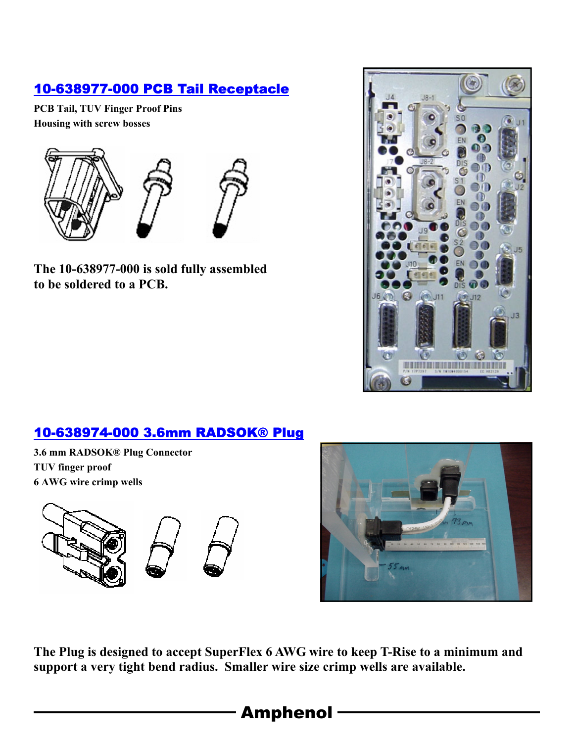## 10-638977-000 PCB Tail Receptacle

**PCB Tail, TUV Finger Proof Pins**
**Housing with screw bosses**

**The 10-638977-000 is sold fully assembled to be soldered to a PCB.**

## 10-638974-000 3.6mm RADSOK® Plug

**3.6 mm RADSOK® Plug Connector**
**TUV finger proof**
**6 AWG wire crimp wells**

**The Plug is designed to accept SuperFlex 6 AWG wire to keep T-Rise to a minimum and support a very tight bend radius. Smaller wire size crimp wells are available.**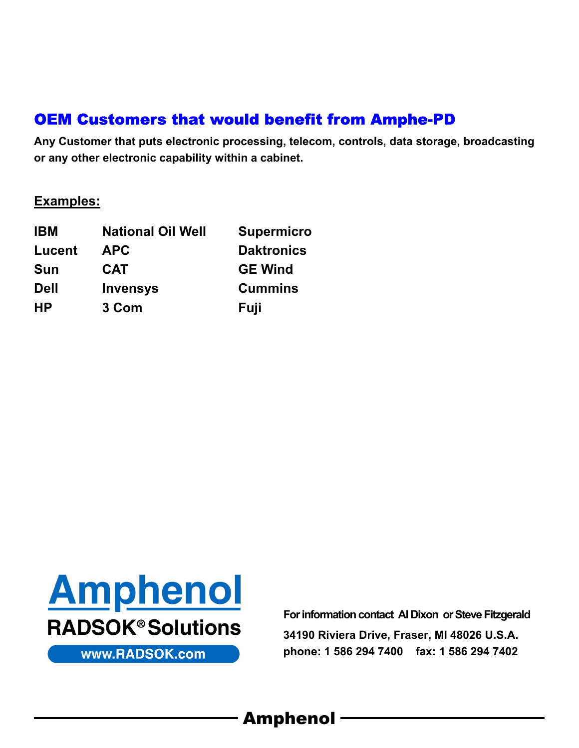## OEM Customers that would benefit from Amphe-PD

**Any Customer that puts electronic processing, telecom, controls, data storage, broadcasting or any other electronic capability within a cabinet.**

**Examples:**

| | | |
|---|---|---|
| **IBM** | **National Oil Well** | **Supermicro** |
| **Lucent** | **APC** | **Daktronics** |
| **Sun** | **CAT** | **GE Wind** |
| **Dell** | **Invensys** | **Cummins** |
| **HP** | **3 Com** | **Fuji** |

**Amphenol**
**RADSOK® Solutions**
**www.RADSOK.com**

**For information contact Al Dixon or Steve Fitzgerald**
**34190 Riviera Drive, Fraser, MI 48026 U.S.A.**
**phone: 1 586 294 7400 fax: 1 586 294 7402**